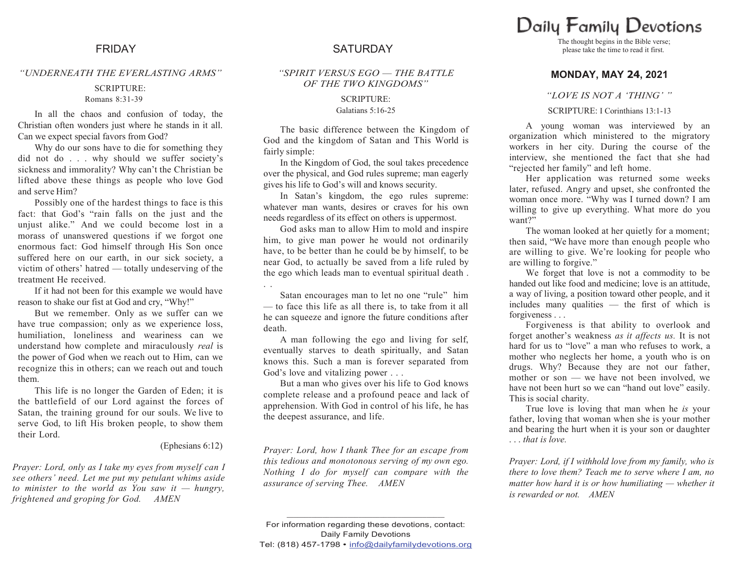## FRIDAY

### *"UNDERNEATH THE EVERLASTING ARMS"*

SCRIPTURE:
Romans 8:31-39

In all the chaos and confusion of today, the Christian often wonders just where he stands in it all. Can we expect special favors from God?

Why do our sons have to die for something they did not do . . . why should we suffer society's sickness and immorality? Why can't the Christian be lifted above these things as people who love God and serve Him?

Possibly one of the hardest things to face is this fact: that God's "rain falls on the just and the unjust alike." And we could become lost in a morass of unanswered questions if we forgot one enormous fact: God himself through His Son once suffered here on our earth, in our sick society, a victim of others' hatred — totally undeserving of the treatment He received.

If it had not been for this example we would have reason to shake our fist at God and cry, "Why!"

But we remember. Only as we suffer can we have true compassion; only as we experience loss, humiliation, loneliness and weariness can we understand how complete and miraculously *real* is the power of God when we reach out to Him, can we recognize this in others; can we reach out and touch them.

This life is no longer the Garden of Eden; it is the battlefield of our Lord against the forces of Satan, the training ground for our souls. We live to serve God, to lift His broken people, to show them their Lord.

(Ephesians 6:12)

*Prayer: Lord, only as I take my eyes from myself can I see others' need. Let me put my petulant whims aside to minister to the world as You saw it — hungry, frightened and groping for God. AMEN*

## SATURDAY

### *"SPIRIT VERSUS EGO — THE BATTLE OF THE TWO KINGDOMS"*

SCRIPTURE:
Galatians 5:16-25

The basic difference between the Kingdom of God and the kingdom of Satan and This World is fairly simple:

In the Kingdom of God, the soul takes precedence over the physical, and God rules supreme; man eagerly gives his life to God's will and knows security.

In Satan's kingdom, the ego rules supreme: whatever man wants, desires or craves for his own needs regardless of its effect on others is uppermost.

God asks man to allow Him to mold and inspire him, to give man power he would not ordinarily have, to be better than he could be by himself, to be near God, to actually be saved from a life ruled by the ego which leads man to eventual spiritual death . . .

Satan encourages man to let no one "rule" him — to face this life as all there is, to take from it all he can squeeze and ignore the future conditions after death.

A man following the ego and living for self, eventually starves to death spiritually, and Satan knows this. Such a man is forever separated from God's love and vitalizing power . . .

But a man who gives over his life to God knows complete release and a profound peace and lack of apprehension. With God in control of his life, he has the deepest assurance, and life.

*Prayer: Lord, how I thank Thee for an escape from this tedious and monotonous serving of my own ego. Nothing I do for myself can compare with the assurance of serving Thee. AMEN*

---

For information regarding these devotions, contact:
Daily Family Devotions
Tel: (818) 457-1798 • info@dailyfamilydevotions.org

# Daily Family Devotions

The thought begins in the Bible verse;
please take the time to read it first.

## MONDAY, MAY 24, 2021

### *"LOVE IS NOT A 'THING' "*

SCRIPTURE: I Corinthians 13:1-13

A young woman was interviewed by an organization which ministered to the migratory workers in her city. During the course of the interview, she mentioned the fact that she had "rejected her family" and left home.

Her application was returned some weeks later, refused. Angry and upset, she confronted the woman once more. "Why was I turned down? I am willing to give up everything. What more do you want?"

The woman looked at her quietly for a moment; then said, "We have more than enough people who are willing to give. We're looking for people who are willing to forgive."

We forget that love is not a commodity to be handed out like food and medicine; love is an attitude, a way of living, a position toward other people, and it includes many qualities — the first of which is forgiveness . . .

Forgiveness is that ability to overlook and forget another's weakness *as it affects us.* It is not hard for us to "love" a man who refuses to work, a mother who neglects her home, a youth who is on drugs. Why? Because they are not our father, mother or son — we have not been involved, we have not been hurt so we can "hand out love" easily. This is social charity.

True love is loving that man when he *is* your father, loving that woman when she is your mother and bearing the hurt when it is your son or daughter *. . . that is love.*

*Prayer: Lord, if I withhold love from my family, who is there to love them? Teach me to serve where I am, no matter how hard it is or how humiliating — whether it is rewarded or not. AMEN*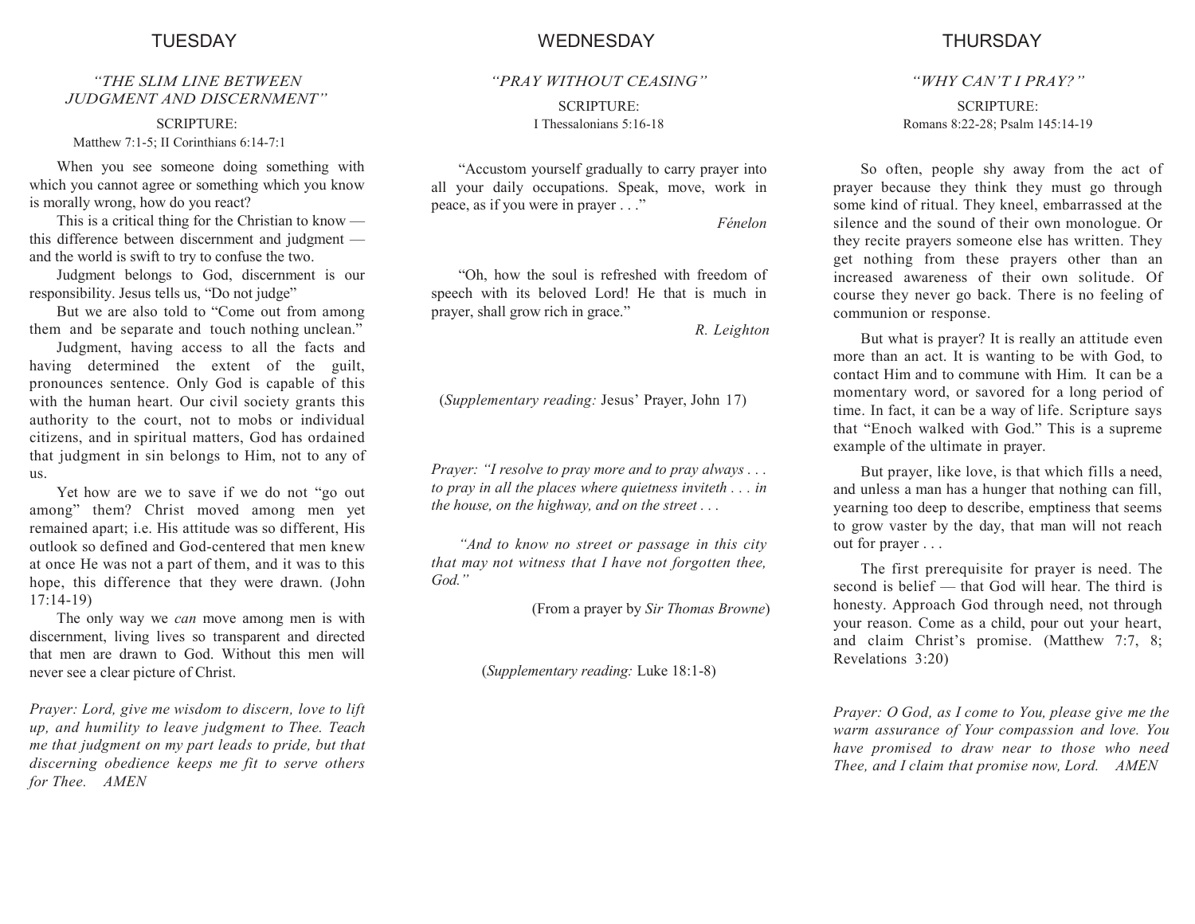## TUESDAY

### *"THE SLIM LINE BETWEEN JUDGMENT AND DISCERNMENT"*

SCRIPTURE:
Matthew 7:1-5; II Corinthians 6:14-7:1

When you see someone doing something with which you cannot agree or something which you know is morally wrong, how do you react?

This is a critical thing for the Christian to know — this difference between discernment and judgment — and the world is swift to try to confuse the two.

Judgment belongs to God, discernment is our responsibility. Jesus tells us, "Do not judge"

But we are also told to "Come out from among them and be separate and touch nothing unclean."

Judgment, having access to all the facts and having determined the extent of the guilt, pronounces sentence. Only God is capable of this with the human heart. Our civil society grants this authority to the court, not to mobs or individual citizens, and in spiritual matters, God has ordained that judgment in sin belongs to Him, not to any of us.

Yet how are we to save if we do not "go out among" them? Christ moved among men yet remained apart; i.e. His attitude was so different, His outlook so defined and God-centered that men knew at once He was not a part of them, and it was to this hope, this difference that they were drawn. (John 17:14-19)

The only way we *can* move among men is with discernment, living lives so transparent and directed that men are drawn to God. Without this men will never see a clear picture of Christ.

*Prayer: Lord, give me wisdom to discern, love to lift up, and humility to leave judgment to Thee. Teach me that judgment on my part leads to pride, but that discerning obedience keeps me fit to serve others for Thee. AMEN*

## WEDNESDAY

### *"PRAY WITHOUT CEASING"*

SCRIPTURE:
I Thessalonians 5:16-18

"Accustom yourself gradually to carry prayer into all your daily occupations. Speak, move, work in peace, as if you were in prayer . . ."

*Fénelon*

"Oh, how the soul is refreshed with freedom of speech with its beloved Lord! He that is much in prayer, shall grow rich in grace."

*R. Leighton*

(*Supplementary reading:* Jesus' Prayer, John 17)

*Prayer: "I resolve to pray more and to pray always . . . to pray in all the places where quietness inviteth . . . in the house, on the highway, and on the street . . .*

*"And to know no street or passage in this city that may not witness that I have not forgotten thee, God."*

(From a prayer by *Sir Thomas Browne*)

(*Supplementary reading:* Luke 18:1-8)

## THURSDAY

### *"WHY CAN'T I PRAY?"*

SCRIPTURE:
Romans 8:22-28; Psalm 145:14-19

So often, people shy away from the act of prayer because they think they must go through some kind of ritual. They kneel, embarrassed at the silence and the sound of their own monologue. Or they recite prayers someone else has written. They get nothing from these prayers other than an increased awareness of their own solitude. Of course they never go back. There is no feeling of communion or response.

But what is prayer? It is really an attitude even more than an act. It is wanting to be with God, to contact Him and to commune with Him. It can be a momentary word, or savored for a long period of time. In fact, it can be a way of life. Scripture says that "Enoch walked with God." This is a supreme example of the ultimate in prayer.

But prayer, like love, is that which fills a need, and unless a man has a hunger that nothing can fill, yearning too deep to describe, emptiness that seems to grow vaster by the day, that man will not reach out for prayer . . .

The first prerequisite for prayer is need. The second is belief — that God will hear. The third is honesty. Approach God through need, not through your reason. Come as a child, pour out your heart, and claim Christ's promise. (Matthew 7:7, 8; Revelations 3:20)

*Prayer: O God, as I come to You, please give me the warm assurance of Your compassion and love. You have promised to draw near to those who need Thee, and I claim that promise now, Lord. AMEN*